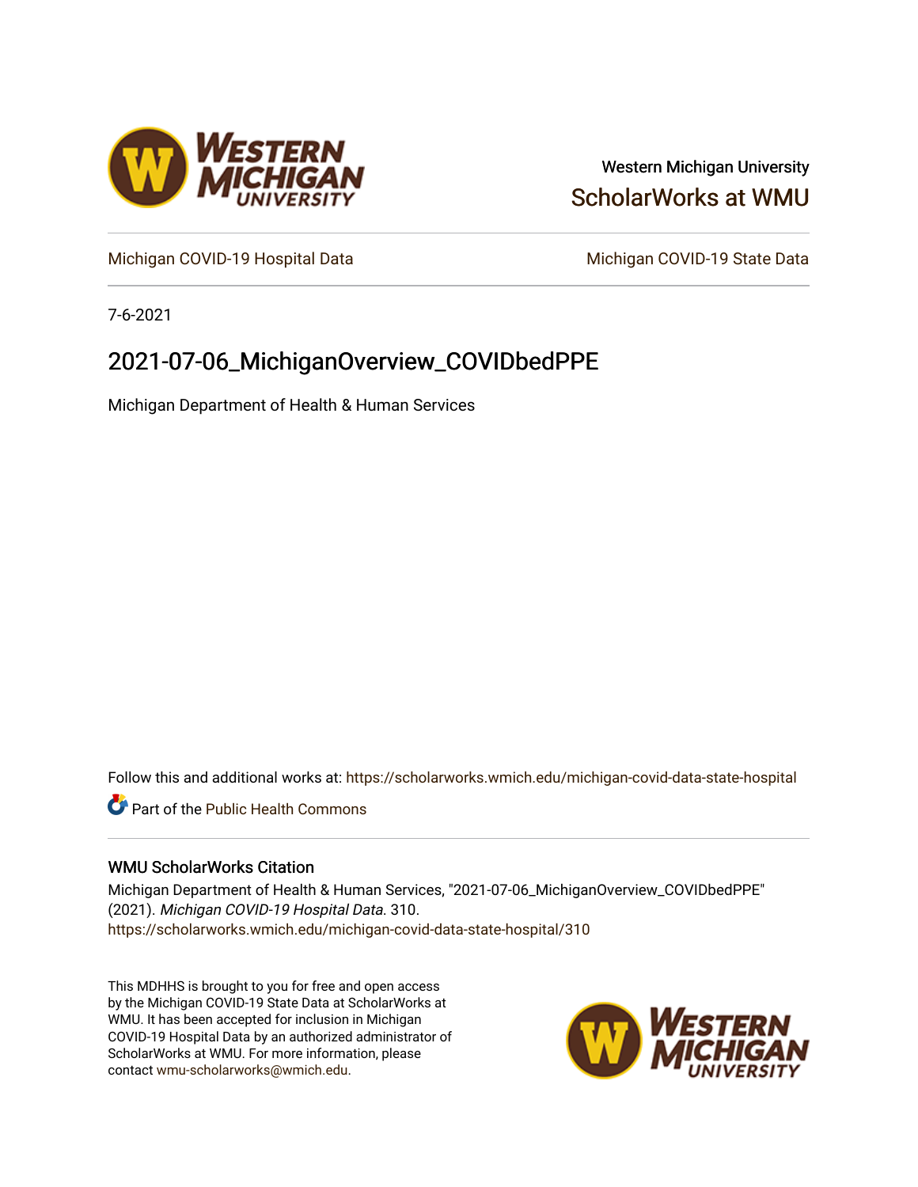Western Michigan University

ScholarWorks at WMU

Michigan COVID-19 Hospital Data

Michigan COVID-19 State Data

7-6-2021

# 2021-07-06_MichiganOverview_COVIDbedPPE

Michigan Department of Health & Human Services

Follow this and additional works at: https://scholarworks.wmich.edu/michigan-covid-data-state-hospital

Part of the Public Health Commons

## WMU ScholarWorks Citation

Michigan Department of Health & Human Services, "2021-07-06_MichiganOverview_COVIDbedPPE" (2021). *Michigan COVID-19 Hospital Data*. 310.
https://scholarworks.wmich.edu/michigan-covid-data-state-hospital/310

This MDHHS is brought to you for free and open access by the Michigan COVID-19 State Data at ScholarWorks at WMU. It has been accepted for inclusion in Michigan COVID-19 Hospital Data by an authorized administrator of ScholarWorks at WMU. For more information, please contact wmu-scholarworks@wmich.edu.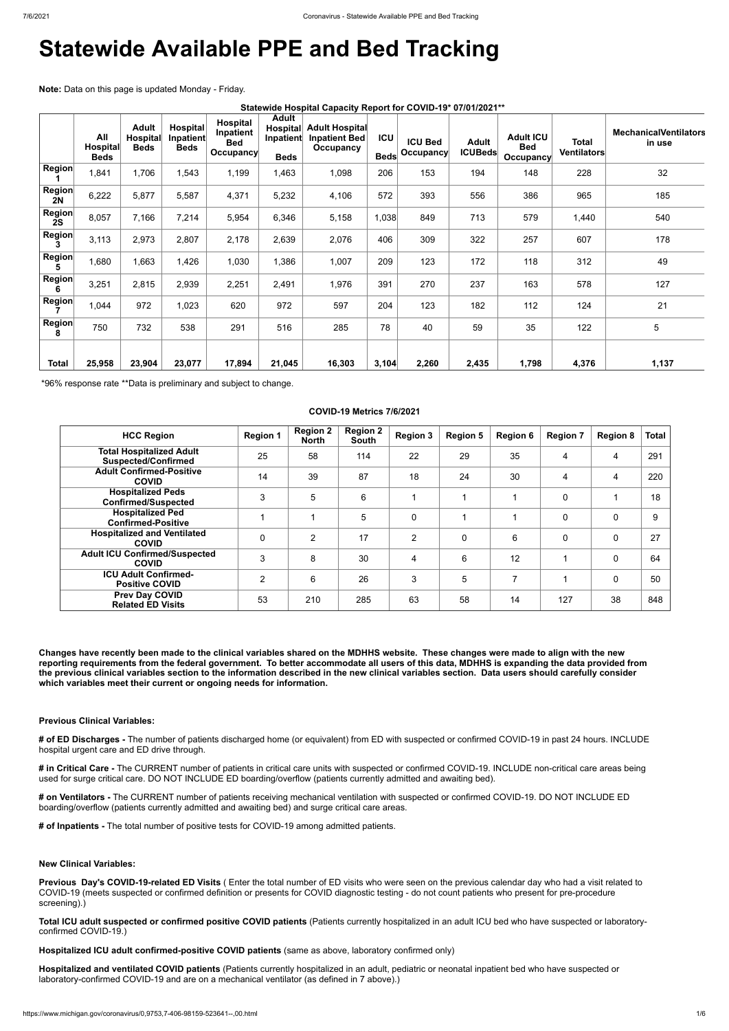# Statewide Available PPE and Bed Tracking

**Note:** Data on this page is updated Monday - Friday.

**Statewide Hospital Capacity Report for COVID-19* 07/01/2021****

| | All Hospital Beds | Adult Hospital Beds | Hospital Inpatient Beds | Hospital Inpatient Bed Occupancy | Adult Hospital Inpatient Beds | Adult Hospital Inpatient Bed Occupancy | ICU Beds | ICU Bed Occupancy | Adult ICUBeds | Adult ICU Bed Occupancy | Total Ventilators | MechanicalVentilators in use |
|---|---|---|---|---|---|---|---|---|---|---|---|---|
| Region 1 | 1,841 | 1,706 | 1,543 | 1,199 | 1,463 | 1,098 | 206 | 153 | 194 | 148 | 228 | 32 |
| Region 2N | 6,222 | 5,877 | 5,587 | 4,371 | 5,232 | 4,106 | 572 | 393 | 556 | 386 | 965 | 185 |
| Region 2S | 8,057 | 7,166 | 7,214 | 5,954 | 6,346 | 5,158 | 1,038 | 849 | 713 | 579 | 1,440 | 540 |
| Region 3 | 3,113 | 2,973 | 2,807 | 2,178 | 2,639 | 2,076 | 406 | 309 | 322 | 257 | 607 | 178 |
| Region 5 | 1,680 | 1,663 | 1,426 | 1,030 | 1,386 | 1,007 | 209 | 123 | 172 | 118 | 312 | 49 |
| Region 6 | 3,251 | 2,815 | 2,939 | 2,251 | 2,491 | 1,976 | 391 | 270 | 237 | 163 | 578 | 127 |
| Region 7 | 1,044 | 972 | 1,023 | 620 | 972 | 597 | 204 | 123 | 182 | 112 | 124 | 21 |
| Region 8 | 750 | 732 | 538 | 291 | 516 | 285 | 78 | 40 | 59 | 35 | 122 | 5 |
| **Total** | **25,958** | **23,904** | **23,077** | **17,894** | **21,045** | **16,303** | **3,104** | **2,260** | **2,435** | **1,798** | **4,376** | **1,137** |

*96% response rate **Data is preliminary and subject to change.

**COVID-19 Metrics 7/6/2021**

| HCC Region | Region 1 | Region 2 North | Region 2 South | Region 3 | Region 5 | Region 6 | Region 7 | Region 8 | Total |
|---|---|---|---|---|---|---|---|---|---|
| Total Hospitalized Adult Suspected/Confirmed | 25 | 58 | 114 | 22 | 29 | 35 | 4 | 4 | 291 |
| Adult Confirmed-Positive COVID | 14 | 39 | 87 | 18 | 24 | 30 | 4 | 4 | 220 |
| Hospitalized Peds Confirmed/Suspected | 3 | 5 | 6 | 1 | 1 | 1 | 0 | 1 | 18 |
| Hospitalized Ped Confirmed-Positive | 1 | 1 | 5 | 0 | 1 | 1 | 0 | 0 | 9 |
| Hospitalized and Ventilated COVID | 0 | 2 | 17 | 2 | 0 | 6 | 0 | 0 | 27 |
| Adult ICU Confirmed/Suspected COVID | 3 | 8 | 30 | 4 | 6 | 12 | 1 | 0 | 64 |
| ICU Adult Confirmed-Positive COVID | 2 | 6 | 26 | 3 | 5 | 7 | 1 | 0 | 50 |
| Prev Day COVID Related ED Visits | 53 | 210 | 285 | 63 | 58 | 14 | 127 | 38 | 848 |

**Changes have recently been made to the clinical variables shared on the MDHHS website. These changes were made to align with the new reporting requirements from the federal government. To better accommodate all users of this data, MDHHS is expanding the data provided from the previous clinical variables section to the information described in the new clinical variables section. Data users should carefully consider which variables meet their current or ongoing needs for information.**

**Previous Clinical Variables:**

**# of ED Discharges -** The number of patients discharged home (or equivalent) from ED with suspected or confirmed COVID-19 in past 24 hours. INCLUDE hospital urgent care and ED drive through.

**# in Critical Care -** The CURRENT number of patients in critical care units with suspected or confirmed COVID-19. INCLUDE non-critical care areas being used for surge critical care. DO NOT INCLUDE ED boarding/overflow (patients currently admitted and awaiting bed).

**# on Ventilators -** The CURRENT number of patients receiving mechanical ventilation with suspected or confirmed COVID-19. DO NOT INCLUDE ED boarding/overflow (patients currently admitted and awaiting bed) and surge critical care areas.

**# of Inpatients -** The total number of positive tests for COVID-19 among admitted patients.

**New Clinical Variables:**

**Previous Day's COVID-19-related ED Visits** ( Enter the total number of ED visits who were seen on the previous calendar day who had a visit related to COVID-19 (meets suspected or confirmed definition or presents for COVID diagnostic testing - do not count patients who present for pre-procedure screening).)

**Total ICU adult suspected or confirmed positive COVID patients** (Patients currently hospitalized in an adult ICU bed who have suspected or laboratory-confirmed COVID-19.)

**Hospitalized ICU adult confirmed-positive COVID patients** (same as above, laboratory confirmed only)

**Hospitalized and ventilated COVID patients** (Patients currently hospitalized in an adult, pediatric or neonatal inpatient bed who have suspected or laboratory-confirmed COVID-19 and are on a mechanical ventilator (as defined in 7 above).)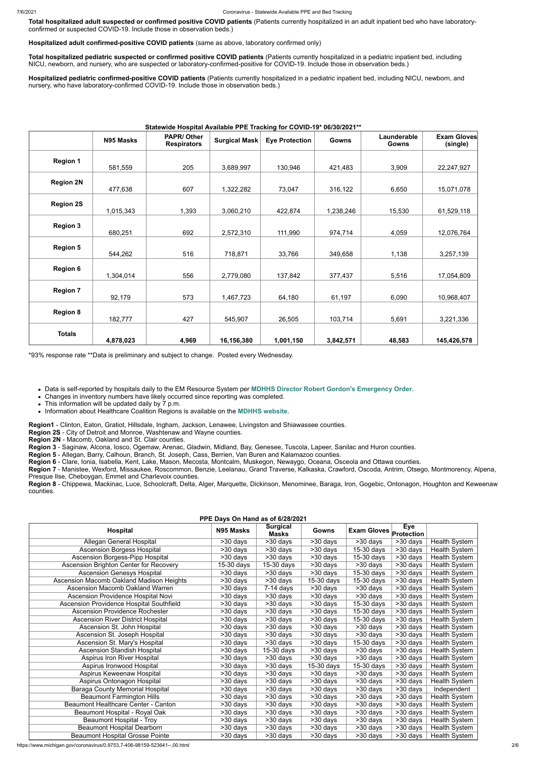**Total hospitalized adult suspected or confirmed positive COVID patients** (Patients currently hospitalized in an adult inpatient bed who have laboratory-confirmed or suspected COVID-19. Include those in observation beds.)

**Hospitalized adult confirmed-positive COVID patients** (same as above, laboratory confirmed only)

**Total hospitalized pediatric suspected or confirmed positive COVID patients** (Patients currently hospitalized in a pediatric inpatient bed, including NICU, newborn, and nursery, who are suspected or laboratory-confirmed-positive for COVID-19. Include those in observation beds.)

**Hospitalized pediatric confirmed-positive COVID patients** (Patients currently hospitalized in a pediatric inpatient bed, including NICU, newborn, and nursery, who have laboratory-confirmed COVID-19. Include those in observation beds.)

**Statewide Hospital Available PPE Tracking for COVID-19* 06/30/2021****

| | N95 Masks | PAPR/ Other Respirators | Surgical Mask | Eye Protection | Gowns | Launderable Gowns | Exam Gloves (single) |
|---|---|---|---|---|---|---|---|
| **Region 1** | 581,559 | 205 | 3,689,997 | 130,946 | 421,483 | 3,909 | 22,247,927 |
| **Region 2N** | 477,638 | 607 | 1,322,282 | 73,047 | 316,122 | 6,650 | 15,071,078 |
| **Region 2S** | 1,015,343 | 1,393 | 3,060,210 | 422,874 | 1,238,246 | 15,530 | 61,529,118 |
| **Region 3** | 680,251 | 692 | 2,572,310 | 111,990 | 974,714 | 4,059 | 12,076,764 |
| **Region 5** | 544,262 | 516 | 718,871 | 33,766 | 349,658 | 1,138 | 3,257,139 |
| **Region 6** | 1,304,014 | 556 | 2,779,080 | 137,842 | 377,437 | 5,516 | 17,054,809 |
| **Region 7** | 92,179 | 573 | 1,467,723 | 64,180 | 61,197 | 6,090 | 10,968,407 |
| **Region 8** | 182,777 | 427 | 545,907 | 26,505 | 103,714 | 5,691 | 3,221,336 |
| **Totals** | **4,878,023** | **4,969** | **16,156,380** | **1,001,150** | **3,842,571** | **48,583** | **145,426,578** |

*93% response rate **Data is preliminary and subject to change. Posted every Wednesday.

- Data is self-reported by hospitals daily to the EM Resource System per **MDHHS Director Robert Gordon's Emergency Order**.
- Changes in inventory numbers have likely occurred since reporting was completed.
- This information will be updated daily by 7 p.m.
- Information about Healthcare Coalition Regions is available on the **MDHHS website**.

**Region1** - Clinton, Eaton, Gratiot, Hillsdale, Ingham, Jackson, Lenawee, Livingston and Shiawassee counties.
**Region 2S** - City of Detroit and Monroe, Washtenaw and Wayne counties.
**Region 2N** - Macomb, Oakland and St. Clair counties.
**Region 3** - Saginaw, Alcona, Iosco, Ogemaw, Arenac, Gladwin, Midland, Bay, Genesee, Tuscola, Lapeer, Sanilac and Huron counties.
**Region 5** - Allegan, Barry, Calhoun, Branch, St. Joseph, Cass, Berrien, Van Buren and Kalamazoo counties.
**Region 6** - Clare, Ionia, Isabella, Kent, Lake, Mason, Mecosta, Montcalm, Muskegon, Newaygo, Oceana, Osceola and Ottawa counties.
**Region 7** - Manistee, Wexford, Missaukee, Roscommon, Benzie, Leelanau, Grand Traverse, Kalkaska, Crawford, Oscoda, Antrim, Otsego, Montmorency, Alpena, Presque Ilse, Cheboygan, Emmet and Charlevoix counties.
**Region 8** - Chippewa, Mackinac, Luce, Schoolcraft, Delta, Alger, Marquette, Dickinson, Menominee, Baraga, Iron, Gogebic, Ontonagon, Houghton and Keweenaw counties.

**PPE Days On Hand as of 6/28/2021**

| Hospital | N95 Masks | Surgical Masks | Gowns | Exam Gloves | Eye Protection | |
|---|---|---|---|---|---|---|
| Allegan General Hospital | >30 days | >30 days | >30 days | >30 days | >30 days | Health System |
| Ascension Borgess Hospital | >30 days | >30 days | >30 days | 15-30 days | >30 days | Health System |
| Ascension Borgess-Pipp Hospital | >30 days | >30 days | >30 days | 15-30 days | >30 days | Health System |
| Ascension Brighton Center for Recovery | 15-30 days | 15-30 days | >30 days | >30 days | >30 days | Health System |
| Ascension Genesys Hospital | >30 days | >30 days | >30 days | 15-30 days | >30 days | Health System |
| Ascension Macomb Oakland Madison Heights | >30 days | >30 days | 15-30 days | 15-30 days | >30 days | Health System |
| Ascension Macomb Oakland Warren | >30 days | 7-14 days | >30 days | >30 days | >30 days | Health System |
| Ascension Providence Hospital Novi | >30 days | >30 days | >30 days | >30 days | >30 days | Health System |
| Ascension Providence Hospital Southfield | >30 days | >30 days | >30 days | 15-30 days | >30 days | Health System |
| Ascension Providence Rochester | >30 days | >30 days | >30 days | 15-30 days | >30 days | Health System |
| Ascension River District Hospital | >30 days | >30 days | >30 days | 15-30 days | >30 days | Health System |
| Ascension St. John Hospital | >30 days | >30 days | >30 days | >30 days | >30 days | Health System |
| Ascension St. Joseph Hospital | >30 days | >30 days | >30 days | >30 days | >30 days | Health System |
| Ascension St. Mary's Hospital | >30 days | >30 days | >30 days | 15-30 days | >30 days | Health System |
| Ascension Standish Hospital | >30 days | 15-30 days | >30 days | >30 days | >30 days | Health System |
| Aspirus Iron River Hospital | >30 days | >30 days | >30 days | >30 days | >30 days | Health System |
| Aspirus Ironwood Hospital | >30 days | >30 days | 15-30 days | 15-30 days | >30 days | Health System |
| Aspirus Keweenaw Hospital | >30 days | >30 days | >30 days | >30 days | >30 days | Health System |
| Aspirus Ontonagon Hospital | >30 days | >30 days | >30 days | >30 days | >30 days | Health System |
| Baraga County Memorial Hospital | >30 days | >30 days | >30 days | >30 days | >30 days | Independent |
| Beaumont Farmington Hills | >30 days | >30 days | >30 days | >30 days | >30 days | Health System |
| Beaumont Healthcare Center - Canton | >30 days | >30 days | >30 days | >30 days | >30 days | Health System |
| Beaumont Hospital - Royal Oak | >30 days | >30 days | >30 days | >30 days | >30 days | Health System |
| Beaumont Hospital - Troy | >30 days | >30 days | >30 days | >30 days | >30 days | Health System |
| Beaumont Hospital Dearborn | >30 days | >30 days | >30 days | >30 days | >30 days | Health System |
| Beaumont Hospital Grosse Pointe | >30 days | >30 days | >30 days | >30 days | >30 days | Health System |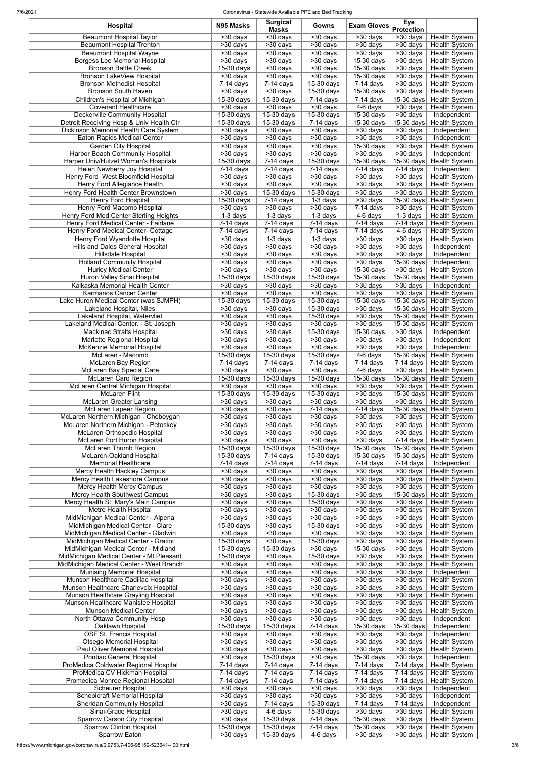| Hospital | N95 Masks | Surgical Masks | Gowns | Exam Gloves | Eye Protection | |
|---|---|---|---|---|---|---|
| Beaumont Hospital Taylor | >30 days | >30 days | >30 days | >30 days | >30 days | Health System |
| Beaumont Hospital Trenton | >30 days | >30 days | >30 days | >30 days | >30 days | Health System |
| Beaumont Hospital Wayne | >30 days | >30 days | >30 days | >30 days | >30 days | Health System |
| Borgess Lee Memorial Hospital | >30 days | >30 days | >30 days | 15-30 days | >30 days | Health System |
| Bronson Battle Creek | 15-30 days | >30 days | >30 days | 15-30 days | >30 days | Health System |
| Bronson LakeView Hospital | >30 days | >30 days | >30 days | 15-30 days | >30 days | Health System |
| Bronson Methodist Hospital | 7-14 days | 7-14 days | 15-30 days | 7-14 days | >30 days | Health System |
| Bronson South Haven | >30 days | >30 days | 15-30 days | 15-30 days | >30 days | Health System |
| Children's Hospital of Michigan | 15-30 days | 15-30 days | 7-14 days | 7-14 days | 15-30 days | Health System |
| Covenant Healthcare | >30 days | >30 days | >30 days | 4-6 days | >30 days | Health System |
| Deckerville Community Hospital | 15-30 days | 15-30 days | 15-30 days | 15-30 days | >30 days | Independent |
| Detroit Receiving Hosp & Univ Health Ctr | 15-30 days | 15-30 days | 7-14 days | 15-30 days | 15-30 days | Health System |
| Dickinson Memorial Health Care System | >30 days | >30 days | >30 days | >30 days | >30 days | Independent |
| Eaton Rapids Medical Center | >30 days | >30 days | >30 days | >30 days | >30 days | Independent |
| Garden City Hospital | >30 days | >30 days | >30 days | 15-30 days | >30 days | Health System |
| Harbor Beach Community Hospital | >30 days | >30 days | >30 days | >30 days | >30 days | Independent |
| Harper Univ/Hutzel Women's Hospitals | 15-30 days | 7-14 days | 15-30 days | 15-30 days | 15-30 days | Health System |
| Helen Newberry Joy Hospital | 7-14 days | 7-14 days | 7-14 days | 7-14 days | 7-14 days | Independent |
| Henry Ford West Bloomfield Hospital | >30 days | >30 days | >30 days | >30 days | >30 days | Health System |
| Henry Ford Allegiance Health | >30 days | >30 days | >30 days | >30 days | >30 days | Health System |
| Henry Ford Health Center Brownstown | >30 days | 15-30 days | 15-30 days | >30 days | >30 days | Health System |
| Henry Ford Hospital | 15-30 days | 7-14 days | 1-3 days | >30 days | 15-30 days | Health System |
| Henry Ford Macomb Hospital | >30 days | >30 days | >30 days | 7-14 days | >30 days | Health System |
| Henry Ford Med Center Sterling Heights | 1-3 days | 1-3 days | 1-3 days | 4-6 days | 1-3 days | Health System |
| Henry Ford Medical Center - Fairlane | 7-14 days | 7-14 days | 7-14 days | 7-14 days | 7-14 days | Health System |
| Henry Ford Medical Center- Cottage | 7-14 days | 7-14 days | 7-14 days | 7-14 days | 4-6 days | Health System |
| Henry Ford Wyandotte Hospital | >30 days | 1-3 days | 1-3 days | >30 days | >30 days | Health System |
| Hills and Dales General Hospital | >30 days | >30 days | >30 days | >30 days | >30 days | Independent |
| Hillsdale Hospital | >30 days | >30 days | >30 days | >30 days | >30 days | Independent |
| Holland Community Hospital | >30 days | >30 days | >30 days | >30 days | 15-30 days | Independent |
| Hurley Medical Center | >30 days | >30 days | >30 days | 15-30 days | >30 days | Health System |
| Huron Valley Sinai Hospital | 15-30 days | 15-30 days | 15-30 days | 15-30 days | 15-30 days | Health System |
| Kalkaska Memorial Health Center | >30 days | >30 days | >30 days | >30 days | >30 days | Independent |
| Karmanos Cancer Center | >30 days | >30 days | >30 days | >30 days | >30 days | Health System |
| Lake Huron Medical Center (was SJMPH) | 15-30 days | 15-30 days | 15-30 days | 15-30 days | 15-30 days | Health System |
| Lakeland Hospital, Niles | >30 days | >30 days | 15-30 days | >30 days | 15-30 days | Health System |
| Lakeland Hospital, Watervliet | >30 days | >30 days | 15-30 days | >30 days | 15-30 days | Health System |
| Lakeland Medical Center. - St. Joseph | >30 days | >30 days | >30 days | >30 days | 15-30 days | Health System |
| Mackinac Straits Hospital | >30 days | >30 days | 15-30 days | 15-30 days | >30 days | Independent |
| Marlette Regional Hospital | >30 days | >30 days | >30 days | >30 days | >30 days | Independent |
| McKenzie Memorial Hospital | >30 days | >30 days | >30 days | >30 days | >30 days | Independent |
| McLaren - Macomb | 15-30 days | 15-30 days | 15-30 days | 4-6 days | 15-30 days | Health System |
| McLaren Bay Region | 7-14 days | 7-14 days | 7-14 days | 7-14 days | 7-14 days | Health System |
| McLaren Bay Special Care | >30 days | >30 days | >30 days | 4-6 days | >30 days | Health System |
| McLaren Caro Region | 15-30 days | 15-30 days | 15-30 days | 15-30 days | 15-30 days | Health System |
| McLaren Central Michigan Hospital | >30 days | >30 days | >30 days | >30 days | >30 days | Health System |
| McLaren Flint | 15-30 days | 15-30 days | 15-30 days | >30 days | 15-30 days | Health System |
| McLaren Greater Lansing | >30 days | >30 days | >30 days | >30 days | >30 days | Health System |
| McLaren Lapeer Region | >30 days | >30 days | 7-14 days | 7-14 days | 15-30 days | Health System |
| McLaren Northern Michigan - Cheboygan | >30 days | >30 days | >30 days | >30 days | >30 days | Health System |
| McLaren Northern Michigan - Petoskey | >30 days | >30 days | >30 days | >30 days | >30 days | Health System |
| McLaren Orthopedic Hospital | >30 days | >30 days | >30 days | >30 days | >30 days | Health System |
| McLaren Port Huron Hospital | >30 days | >30 days | >30 days | >30 days | 7-14 days | Health System |
| McLaren Thumb Region | 15-30 days | 15-30 days | 15-30 days | 15-30 days | 15-30 days | Health System |
| McLaren-Oakland Hospital | 15-30 days | 7-14 days | 15-30 days | 15-30 days | 15-30 days | Health System |
| Memorial Healthcare | 7-14 days | 7-14 days | 7-14 days | 7-14 days | 7-14 days | Independent |
| Mercy Health Hackley Campus | >30 days | >30 days | >30 days | >30 days | >30 days | Health System |
| Mercy Health Lakeshore Campus | >30 days | >30 days | >30 days | >30 days | >30 days | Health System |
| Mercy Health Mercy Campus | >30 days | >30 days | >30 days | >30 days | >30 days | Health System |
| Mercy Health Southwest Campus | >30 days | >30 days | 15-30 days | >30 days | 15-30 days | Health System |
| Mercy Health St. Mary's Main Campus | >30 days | >30 days | 15-30 days | >30 days | >30 days | Health System |
| Metro Health Hospital | >30 days | >30 days | >30 days | >30 days | >30 days | Health System |
| MidMichigan Medical Center - Alpena | >30 days | >30 days | >30 days | >30 days | >30 days | Health System |
| MidMichigan Medical Center - Clare | 15-30 days | >30 days | 15-30 days | >30 days | >30 days | Health System |
| MidMichigan Medical Center - Gladwin | >30 days | >30 days | >30 days | >30 days | >30 days | Health System |
| MidMichigan Medical Center - Gratiot | 15-30 days | >30 days | 15-30 days | >30 days | >30 days | Health System |
| MidMichigan Medical Center - Midland | 15-30 days | 15-30 days | >30 days | 15-30 days | >30 days | Health System |
| MidMichigan Medical Center - Mt Pleasant | 15-30 days | >30 days | 15-30 days | >30 days | >30 days | Health System |
| MidMichigan Medical Center - West Branch | >30 days | >30 days | >30 days | >30 days | >30 days | Health System |
| Munising Memorial Hospital | >30 days | >30 days | >30 days | >30 days | >30 days | Independent |
| Munson Healthcare Cadillac Hospital | >30 days | >30 days | >30 days | >30 days | >30 days | Health System |
| Munson Healthcare Charlevoix Hospital | >30 days | >30 days | >30 days | >30 days | >30 days | Health System |
| Munson Healthcare Grayling Hospital | >30 days | >30 days | >30 days | >30 days | >30 days | Health System |
| Munson Healthcare Manistee Hospital | >30 days | >30 days | >30 days | >30 days | >30 days | Health System |
| Munson Medical Center | >30 days | >30 days | >30 days | >30 days | >30 days | Health System |
| North Ottawa Community Hosp | >30 days | >30 days | >30 days | >30 days | >30 days | Independent |
| Oaklawn Hospital | 15-30 days | 15-30 days | 7-14 days | 15-30 days | 15-30 days | Independent |
| OSF St. Francis Hospital | >30 days | >30 days | >30 days | >30 days | >30 days | Independent |
| Otsego Memorial Hospital | >30 days | >30 days | >30 days | >30 days | >30 days | Health System |
| Paul Oliver Memorial Hospital | >30 days | >30 days | >30 days | >30 days | >30 days | Health System |
| Pontiac General Hospital | >30 days | 15-30 days | >30 days | 15-30 days | >30 days | Independent |
| ProMedica Coldwater Regional Hospital | 7-14 days | 7-14 days | 7-14 days | 7-14 days | 7-14 days | Health System |
| ProMedica CV Hickman Hospital | 7-14 days | 7-14 days | 7-14 days | 7-14 days | 7-14 days | Health System |
| Promedica Monroe Regional Hospital | 7-14 days | 7-14 days | 7-14 days | 7-14 days | 7-14 days | Health System |
| Scheurer Hospital | >30 days | >30 days | >30 days | >30 days | >30 days | Independent |
| Schoolcraft Memorial Hospital | >30 days | >30 days | >30 days | >30 days | >30 days | Independent |
| Sheridan Community Hospital | >30 days | 7-14 days | 15-30 days | 7-14 days | 7-14 days | Independent |
| Sinai-Grace Hospital | >30 days | 4-6 days | 15-30 days | >30 days | >30 days | Health System |
| Sparrow Carson City Hospital | >30 days | 15-30 days | 7-14 days | 15-30 days | >30 days | Health System |
| Sparrow Clinton Hospital | 15-30 days | 15-30 days | 7-14 days | 15-30 days | >30 days | Health System |
| Sparrow Eaton | >30 days | 15-30 days | 4-6 days | >30 days | >30 days | Health System |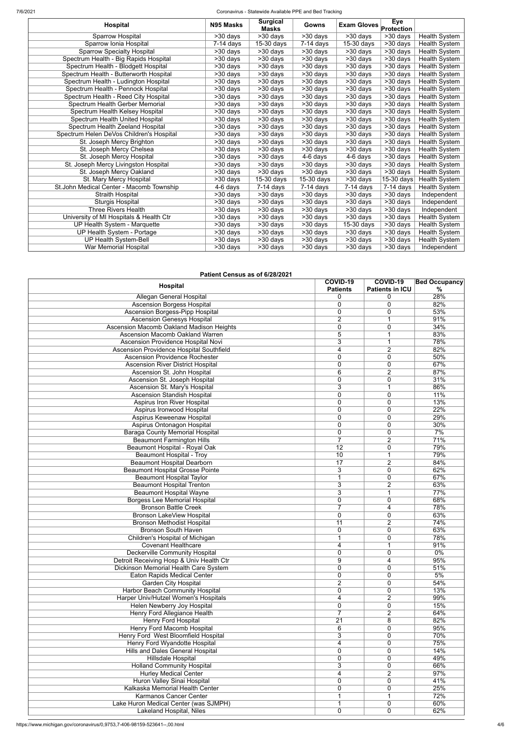| Hospital | N95 Masks | Surgical Masks | Gowns | Exam Gloves | Eye Protection | |
|---|---|---|---|---|---|---|
| Sparrow Hospital | >30 days | >30 days | >30 days | >30 days | >30 days | Health System |
| Sparrow Ionia Hospital | 7-14 days | 15-30 days | 7-14 days | 15-30 days | >30 days | Health System |
| Sparrow Specialty Hospital | >30 days | >30 days | >30 days | >30 days | >30 days | Health System |
| Spectrum Health - Big Rapids Hospital | >30 days | >30 days | >30 days | >30 days | >30 days | Health System |
| Spectrum Health - Blodgett Hospital | >30 days | >30 days | >30 days | >30 days | >30 days | Health System |
| Spectrum Health - Butterworth Hospital | >30 days | >30 days | >30 days | >30 days | >30 days | Health System |
| Spectrum Health - Ludington Hospital | >30 days | >30 days | >30 days | >30 days | >30 days | Health System |
| Spectrum Health - Pennock Hospital | >30 days | >30 days | >30 days | >30 days | >30 days | Health System |
| Spectrum Health - Reed City Hospital | >30 days | >30 days | >30 days | >30 days | >30 days | Health System |
| Spectrum Health Gerber Memorial | >30 days | >30 days | >30 days | >30 days | >30 days | Health System |
| Spectrum Health Kelsey Hospital | >30 days | >30 days | >30 days | >30 days | >30 days | Health System |
| Spectrum Health United Hospital | >30 days | >30 days | >30 days | >30 days | >30 days | Health System |
| Spectrum Health Zeeland Hospital | >30 days | >30 days | >30 days | >30 days | >30 days | Health System |
| Spectrum Helen DeVos Children's Hospital | >30 days | >30 days | >30 days | >30 days | >30 days | Health System |
| St. Joseph Mercy Brighton | >30 days | >30 days | >30 days | >30 days | >30 days | Health System |
| St. Joseph Mercy Chelsea | >30 days | >30 days | >30 days | >30 days | >30 days | Health System |
| St. Joseph Mercy Hospital | >30 days | >30 days | 4-6 days | 4-6 days | >30 days | Health System |
| St. Joseph Mercy Livingston Hospital | >30 days | >30 days | >30 days | >30 days | >30 days | Health System |
| St. Joseph Mercy Oakland | >30 days | >30 days | >30 days | >30 days | >30 days | Health System |
| St. Mary Mercy Hospital | >30 days | 15-30 days | 15-30 days | >30 days | 15-30 days | Health System |
| St.John Medical Center - Macomb Township | 4-6 days | 7-14 days | 7-14 days | 7-14 days | 7-14 days | Health System |
| Straith Hospital | >30 days | >30 days | >30 days | >30 days | >30 days | Independent |
| Sturgis Hospital | >30 days | >30 days | >30 days | >30 days | >30 days | Independent |
| Three Rivers Health | >30 days | >30 days | >30 days | >30 days | >30 days | Independent |
| University of MI Hospitals & Health Ctr | >30 days | >30 days | >30 days | >30 days | >30 days | Health System |
| UP Health System - Marquette | >30 days | >30 days | >30 days | 15-30 days | >30 days | Health System |
| UP Health System - Portage | >30 days | >30 days | >30 days | >30 days | >30 days | Health System |
| UP Health System-Bell | >30 days | >30 days | >30 days | >30 days | >30 days | Health System |
| War Memorial Hospital | >30 days | >30 days | >30 days | >30 days | >30 days | Independent |

**Patient Census as of 6/28/2021**

| Hospital | COVID-19 Patients | COVID-19 Patients in ICU | Bed Occupancy % |
|---|---|---|---|
| Allegan General Hospital | 0 | 0 | 28% |
| Ascension Borgess Hospital | 0 | 0 | 82% |
| Ascension Borgess-Pipp Hospital | 0 | 0 | 53% |
| Ascension Genesys Hospital | 2 | 1 | 91% |
| Ascension Macomb Oakland Madison Heights | 0 | 0 | 34% |
| Ascension Macomb Oakland Warren | 5 | 1 | 83% |
| Ascension Providence Hospital Novi | 3 | 1 | 78% |
| Ascension Providence Hospital Southfield | 4 | 2 | 82% |
| Ascension Providence Rochester | 0 | 0 | 50% |
| Ascension River District Hospital | 0 | 0 | 67% |
| Ascension St. John Hospital | 6 | 2 | 87% |
| Ascension St. Joseph Hospital | 0 | 0 | 31% |
| Ascension St. Mary's Hospital | 3 | 1 | 86% |
| Ascension Standish Hospital | 0 | 0 | 11% |
| Aspirus Iron River Hospital | 0 | 0 | 13% |
| Aspirus Ironwood Hospital | 0 | 0 | 22% |
| Aspirus Keweenaw Hospital | 0 | 0 | 29% |
| Aspirus Ontonagon Hospital | 0 | 0 | 30% |
| Baraga County Memorial Hospital | 0 | 0 | 7% |
| Beaumont Farmington Hills | 7 | 2 | 71% |
| Beaumont Hospital - Royal Oak | 12 | 0 | 79% |
| Beaumont Hospital - Troy | 10 | 1 | 79% |
| Beaumont Hospital Dearborn | 17 | 2 | 84% |
| Beaumont Hospital Grosse Pointe | 3 | 0 | 62% |
| Beaumont Hospital Taylor | 1 | 0 | 67% |
| Beaumont Hospital Trenton | 3 | 2 | 63% |
| Beaumont Hospital Wayne | 3 | 1 | 77% |
| Borgess Lee Memorial Hospital | 0 | 0 | 68% |
| Bronson Battle Creek | 7 | 4 | 78% |
| Bronson LakeView Hospital | 0 | 0 | 63% |
| Bronson Methodist Hospital | 11 | 2 | 74% |
| Bronson South Haven | 0 | 0 | 63% |
| Children's Hospital of Michigan | 1 | 0 | 78% |
| Covenant Healthcare | 4 | 1 | 91% |
| Deckerville Community Hospital | 0 | 0 | 0% |
| Detroit Receiving Hosp & Univ Health Ctr | 9 | 4 | 95% |
| Dickinson Memorial Health Care System | 0 | 0 | 51% |
| Eaton Rapids Medical Center | 0 | 0 | 5% |
| Garden City Hospital | 2 | 0 | 54% |
| Harbor Beach Community Hospital | 0 | 0 | 13% |
| Harper Univ/Hutzel Women's Hospitals | 4 | 2 | 99% |
| Helen Newberry Joy Hospital | 0 | 0 | 15% |
| Henry Ford Allegiance Health | 7 | 2 | 64% |
| Henry Ford Hospital | 21 | 8 | 82% |
| Henry Ford Macomb Hospital | 6 | 0 | 95% |
| Henry Ford West Bloomfield Hospital | 3 | 0 | 70% |
| Henry Ford Wyandotte Hospital | 4 | 0 | 75% |
| Hills and Dales General Hospital | 0 | 0 | 14% |
| Hillsdale Hospital | 0 | 0 | 49% |
| Holland Community Hospital | 3 | 0 | 66% |
| Hurley Medical Center | 4 | 2 | 97% |
| Huron Valley Sinai Hospital | 0 | 0 | 41% |
| Kalkaska Memorial Health Center | 0 | 0 | 25% |
| Karmanos Cancer Center | 1 | 1 | 72% |
| Lake Huron Medical Center (was SJMPH) | 1 | 0 | 60% |
| Lakeland Hospital, Niles | 0 | 0 | 62% |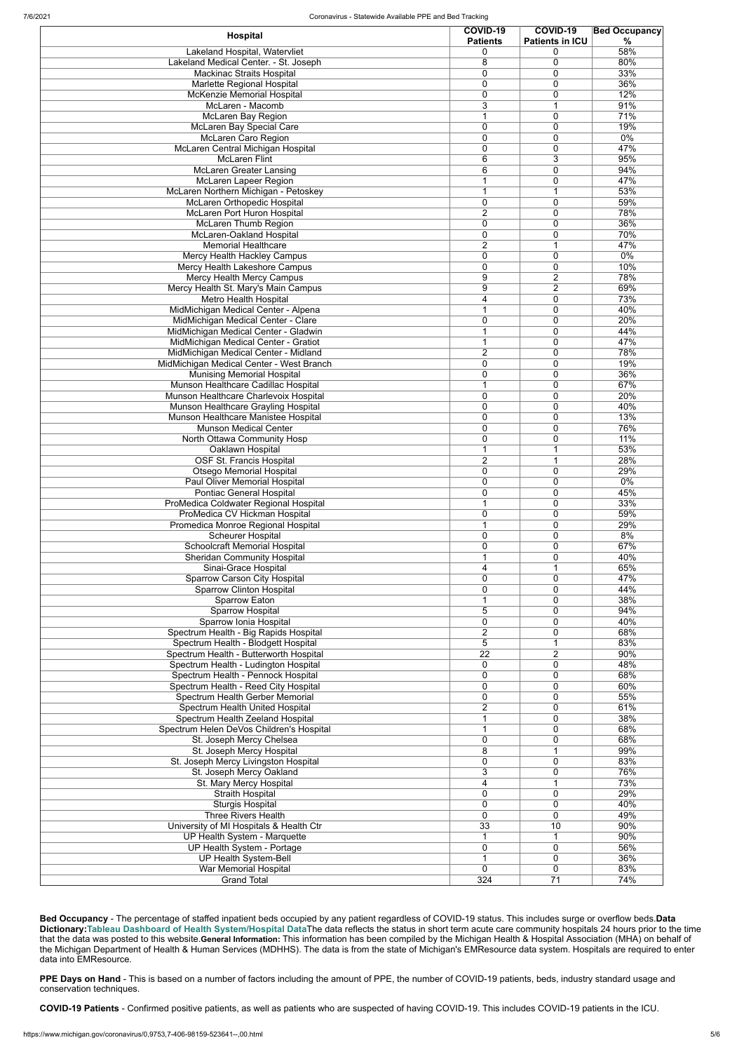| Hospital | COVID-19 Patients | COVID-19 Patients in ICU | Bed Occupancy % |
|---|---|---|---|
| Lakeland Hospital, Watervliet | 0 | 0 | 58% |
| Lakeland Medical Center. - St. Joseph | 8 | 0 | 80% |
| Mackinac Straits Hospital | 0 | 0 | 33% |
| Marlette Regional Hospital | 0 | 0 | 36% |
| McKenzie Memorial Hospital | 0 | 0 | 12% |
| McLaren - Macomb | 3 | 1 | 91% |
| McLaren Bay Region | 1 | 0 | 71% |
| McLaren Bay Special Care | 0 | 0 | 19% |
| McLaren Caro Region | 0 | 0 | 0% |
| McLaren Central Michigan Hospital | 0 | 0 | 47% |
| McLaren Flint | 6 | 3 | 95% |
| McLaren Greater Lansing | 6 | 0 | 94% |
| McLaren Lapeer Region | 1 | 0 | 47% |
| McLaren Northern Michigan - Petoskey | 1 | 1 | 53% |
| McLaren Orthopedic Hospital | 0 | 0 | 59% |
| McLaren Port Huron Hospital | 2 | 0 | 78% |
| McLaren Thumb Region | 0 | 0 | 36% |
| McLaren-Oakland Hospital | 0 | 0 | 70% |
| Memorial Healthcare | 2 | 1 | 47% |
| Mercy Health Hackley Campus | 0 | 0 | 0% |
| Mercy Health Lakeshore Campus | 0 | 0 | 10% |
| Mercy Health Mercy Campus | 9 | 2 | 78% |
| Mercy Health St. Mary's Main Campus | 9 | 2 | 69% |
| Metro Health Hospital | 4 | 0 | 73% |
| MidMichigan Medical Center - Alpena | 1 | 0 | 40% |
| MidMichigan Medical Center - Clare | 0 | 0 | 20% |
| MidMichigan Medical Center - Gladwin | 1 | 0 | 44% |
| MidMichigan Medical Center - Gratiot | 1 | 0 | 47% |
| MidMichigan Medical Center - Midland | 2 | 0 | 78% |
| MidMichigan Medical Center - West Branch | 0 | 0 | 19% |
| Munising Memorial Hospital | 0 | 0 | 36% |
| Munson Healthcare Cadillac Hospital | 1 | 0 | 67% |
| Munson Healthcare Charlevoix Hospital | 0 | 0 | 20% |
| Munson Healthcare Grayling Hospital | 0 | 0 | 40% |
| Munson Healthcare Manistee Hospital | 0 | 0 | 13% |
| Munson Medical Center | 0 | 0 | 76% |
| North Ottawa Community Hosp | 0 | 0 | 11% |
| Oaklawn Hospital | 1 | 1 | 53% |
| OSF St. Francis Hospital | 2 | 1 | 28% |
| Otsego Memorial Hospital | 0 | 0 | 29% |
| Paul Oliver Memorial Hospital | 0 | 0 | 0% |
| Pontiac General Hospital | 0 | 0 | 45% |
| ProMedica Coldwater Regional Hospital | 1 | 0 | 33% |
| ProMedica CV Hickman Hospital | 0 | 0 | 59% |
| Promedica Monroe Regional Hospital | 1 | 0 | 29% |
| Scheurer Hospital | 0 | 0 | 8% |
| Schoolcraft Memorial Hospital | 0 | 0 | 67% |
| Sheridan Community Hospital | 1 | 0 | 40% |
| Sinai-Grace Hospital | 4 | 1 | 65% |
| Sparrow Carson City Hospital | 0 | 0 | 47% |
| Sparrow Clinton Hospital | 0 | 0 | 44% |
| Sparrow Eaton | 1 | 0 | 38% |
| Sparrow Hospital | 5 | 0 | 94% |
| Sparrow Ionia Hospital | 0 | 0 | 40% |
| Spectrum Health - Big Rapids Hospital | 2 | 0 | 68% |
| Spectrum Health - Blodgett Hospital | 5 | 1 | 83% |
| Spectrum Health - Butterworth Hospital | 22 | 2 | 90% |
| Spectrum Health - Ludington Hospital | 0 | 0 | 48% |
| Spectrum Health - Pennock Hospital | 0 | 0 | 68% |
| Spectrum Health - Reed City Hospital | 0 | 0 | 60% |
| Spectrum Health Gerber Memorial | 0 | 0 | 55% |
| Spectrum Health United Hospital | 2 | 0 | 61% |
| Spectrum Health Zeeland Hospital | 1 | 0 | 38% |
| Spectrum Helen DeVos Children's Hospital | 1 | 0 | 68% |
| St. Joseph Mercy Chelsea | 0 | 0 | 68% |
| St. Joseph Mercy Hospital | 8 | 1 | 99% |
| St. Joseph Mercy Livingston Hospital | 0 | 0 | 83% |
| St. Joseph Mercy Oakland | 3 | 0 | 76% |
| St. Mary Mercy Hospital | 4 | 1 | 73% |
| Straith Hospital | 0 | 0 | 29% |
| Sturgis Hospital | 0 | 0 | 40% |
| Three Rivers Health | 0 | 0 | 49% |
| University of MI Hospitals & Health Ctr | 33 | 10 | 90% |
| UP Health System - Marquette | 1 | 1 | 90% |
| UP Health System - Portage | 0 | 0 | 56% |
| UP Health System-Bell | 1 | 0 | 36% |
| War Memorial Hospital | 0 | 0 | 83% |
| Grand Total | 324 | 71 | 74% |

**Bed Occupancy** - The percentage of staffed inpatient beds occupied by any patient regardless of COVID-19 status. This includes surge or overflow beds.**Data Dictionary:Tableau Dashboard of Health System/Hospital Data**The data reflects the status in short term acute care community hospitals 24 hours prior to the time that the data was posted to this website.**General Information:** This information has been compiled by the Michigan Health & Hospital Association (MHA) on behalf of the Michigan Department of Health & Human Services (MDHHS). The data is from the state of Michigan's EMResource data system. Hospitals are required to enter data into EMResource.

**PPE Days on Hand** - This is based on a number of factors including the amount of PPE, the number of COVID-19 patients, beds, industry standard usage and conservation techniques.

**COVID-19 Patients** - Confirmed positive patients, as well as patients who are suspected of having COVID-19. This includes COVID-19 patients in the ICU.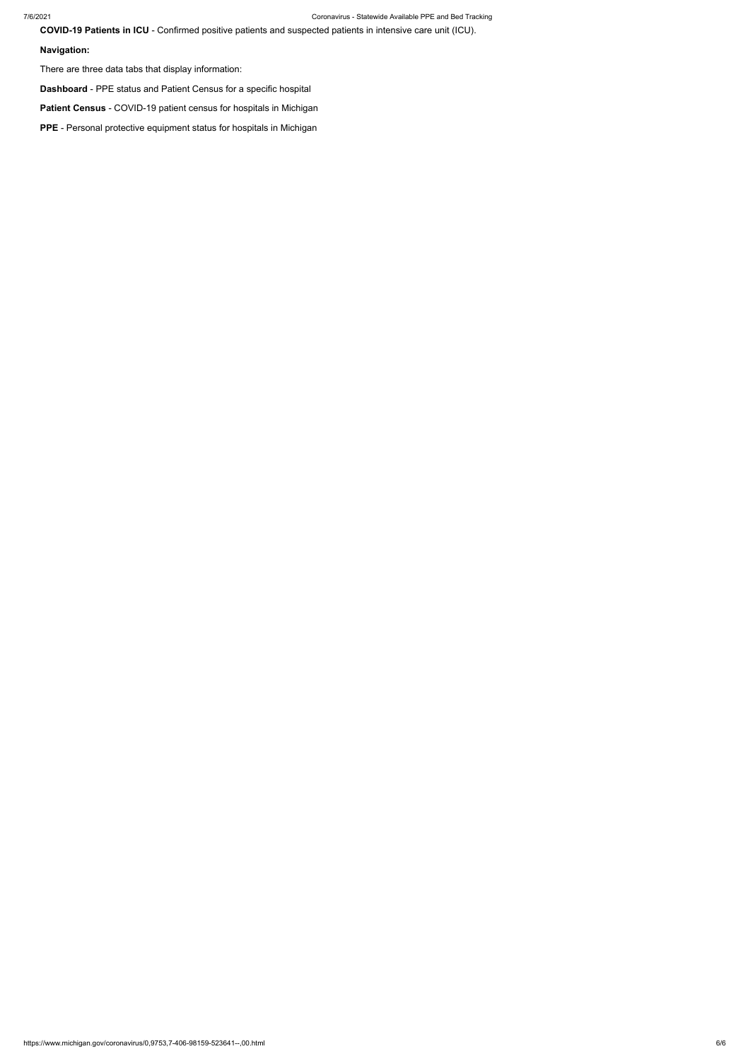**COVID-19 Patients in ICU** - Confirmed positive patients and suspected patients in intensive care unit (ICU).

**Navigation:**

There are three data tabs that display information:

**Dashboard** - PPE status and Patient Census for a specific hospital

**Patient Census** - COVID-19 patient census for hospitals in Michigan

**PPE** - Personal protective equipment status for hospitals in Michigan